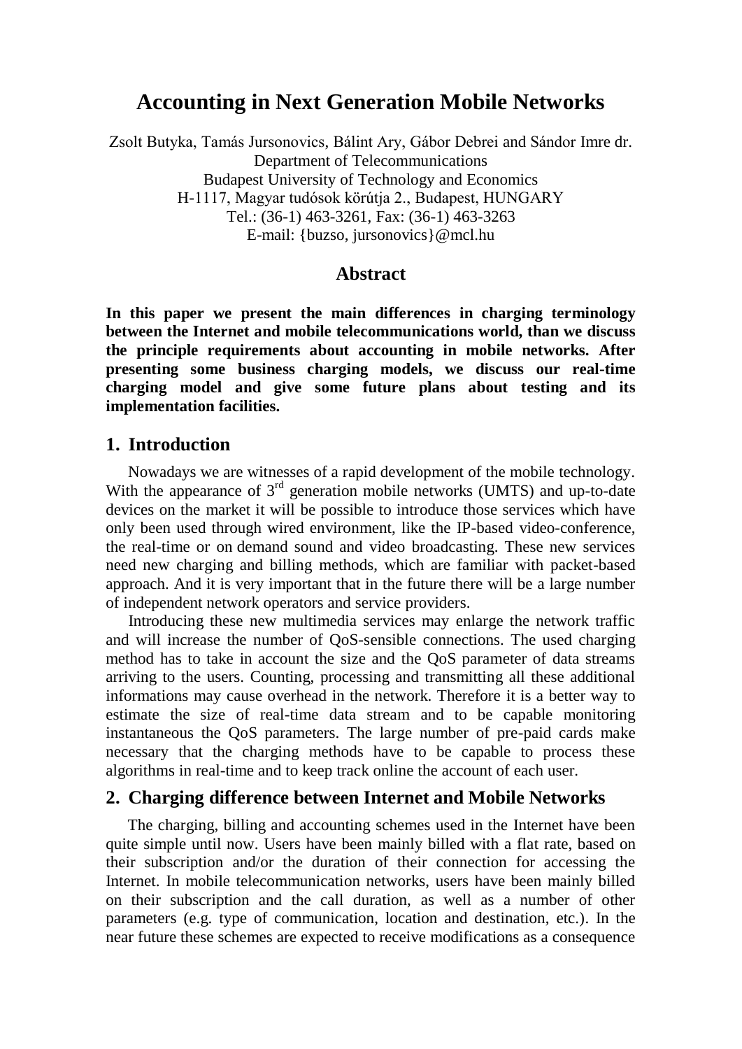# Accounting in Next Generation Mobile Networks

Zsolt Butyka, Tamás Jursonovics, Bálint Ary, Gábor Debrei and Sándor Imre dr.
Department of Telecommunications
Budapest University of Technology and Economics
H-1117, Magyar tudósok körútja 2., Budapest, HUNGARY
Tel.: (36-1) 463-3261, Fax: (36-1) 463-3263
E-mail: {buzso, jursonovics}@mcl.hu

## Abstract

**In this paper we present the main differences in charging terminology between the Internet and mobile telecommunications world, than we discuss the principle requirements about accounting in mobile networks. After presenting some business charging models, we discuss our real-time charging model and give some future plans about testing and its implementation facilities.**

## 1. Introduction

Nowadays we are witnesses of a rapid development of the mobile technology. With the appearance of 3rd generation mobile networks (UMTS) and up-to-date devices on the market it will be possible to introduce those services which have only been used through wired environment, like the IP-based video-conference, the real-time or on demand sound and video broadcasting. These new services need new charging and billing methods, which are familiar with packet-based approach. And it is very important that in the future there will be a large number of independent network operators and service providers.

Introducing these new multimedia services may enlarge the network traffic and will increase the number of QoS-sensible connections. The used charging method has to take in account the size and the QoS parameter of data streams arriving to the users. Counting, processing and transmitting all these additional informations may cause overhead in the network. Therefore it is a better way to estimate the size of real-time data stream and to be capable monitoring instantaneous the QoS parameters. The large number of pre-paid cards make necessary that the charging methods have to be capable to process these algorithms in real-time and to keep track online the account of each user.

## 2. Charging difference between Internet and Mobile Networks

The charging, billing and accounting schemes used in the Internet have been quite simple until now. Users have been mainly billed with a flat rate, based on their subscription and/or the duration of their connection for accessing the Internet. In mobile telecommunication networks, users have been mainly billed on their subscription and the call duration, as well as a number of other parameters (e.g. type of communication, location and destination, etc.). In the near future these schemes are expected to receive modifications as a consequence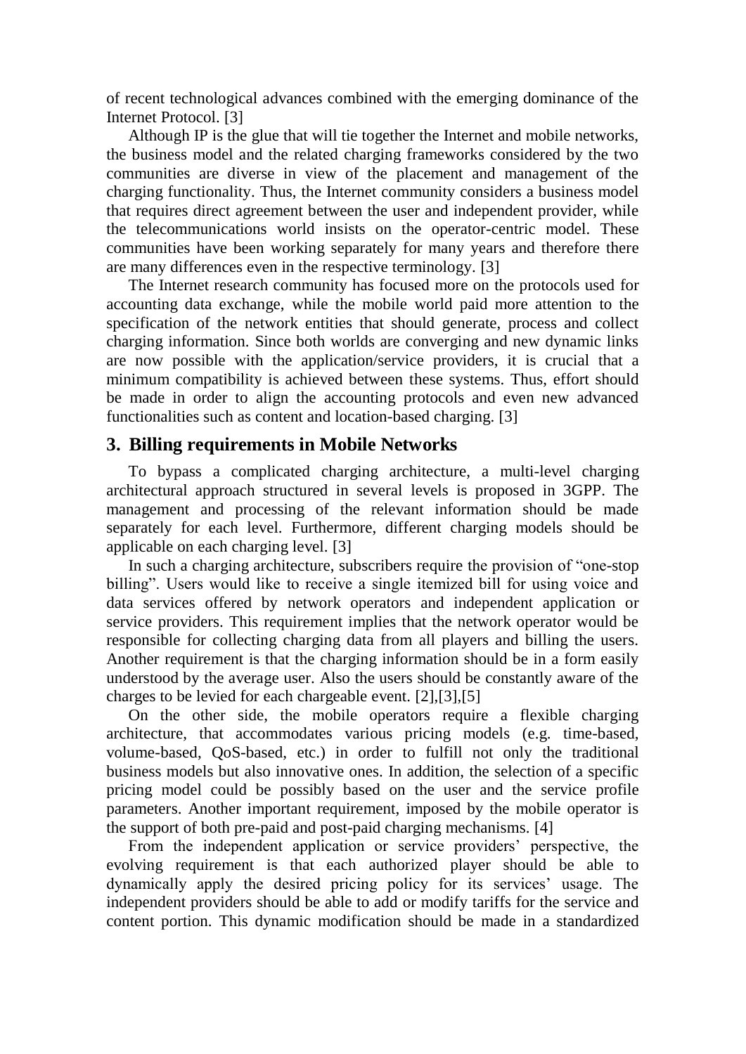of recent technological advances combined with the emerging dominance of the Internet Protocol. [3]

Although IP is the glue that will tie together the Internet and mobile networks, the business model and the related charging frameworks considered by the two communities are diverse in view of the placement and management of the charging functionality. Thus, the Internet community considers a business model that requires direct agreement between the user and independent provider, while the telecommunications world insists on the operator-centric model. These communities have been working separately for many years and therefore there are many differences even in the respective terminology. [3]

The Internet research community has focused more on the protocols used for accounting data exchange, while the mobile world paid more attention to the specification of the network entities that should generate, process and collect charging information. Since both worlds are converging and new dynamic links are now possible with the application/service providers, it is crucial that a minimum compatibility is achieved between these systems. Thus, effort should be made in order to align the accounting protocols and even new advanced functionalities such as content and location-based charging. [3]

## 3. Billing requirements in Mobile Networks

To bypass a complicated charging architecture, a multi-level charging architectural approach structured in several levels is proposed in 3GPP. The management and processing of the relevant information should be made separately for each level. Furthermore, different charging models should be applicable on each charging level. [3]

In such a charging architecture, subscribers require the provision of "one-stop billing". Users would like to receive a single itemized bill for using voice and data services offered by network operators and independent application or service providers. This requirement implies that the network operator would be responsible for collecting charging data from all players and billing the users. Another requirement is that the charging information should be in a form easily understood by the average user. Also the users should be constantly aware of the charges to be levied for each chargeable event. [2],[3],[5]

On the other side, the mobile operators require a flexible charging architecture, that accommodates various pricing models (e.g. time-based, volume-based, QoS-based, etc.) in order to fulfill not only the traditional business models but also innovative ones. In addition, the selection of a specific pricing model could be possibly based on the user and the service profile parameters. Another important requirement, imposed by the mobile operator is the support of both pre-paid and post-paid charging mechanisms. [4]

From the independent application or service providers' perspective, the evolving requirement is that each authorized player should be able to dynamically apply the desired pricing policy for its services' usage. The independent providers should be able to add or modify tariffs for the service and content portion. This dynamic modification should be made in a standardized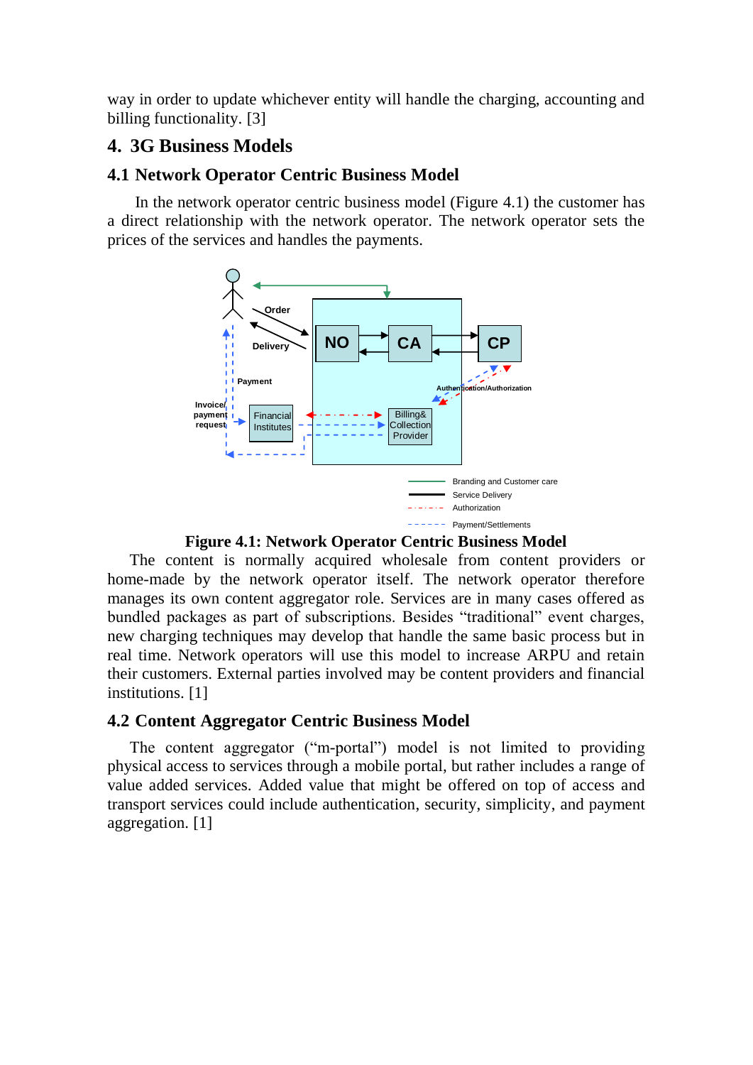way in order to update whichever entity will handle the charging, accounting and billing functionality. [3]

# 4. 3G Business Models

## 4.1 Network Operator Centric Business Model

In the network operator centric business model (Figure 4.1) the customer has a direct relationship with the network operator. The network operator sets the prices of the services and handles the payments.

**Figure 4.1: Network Operator Centric Business Model**

The content is normally acquired wholesale from content providers or home-made by the network operator itself. The network operator therefore manages its own content aggregator role. Services are in many cases offered as bundled packages as part of subscriptions. Besides “traditional” event charges, new charging techniques may develop that handle the same basic process but in real time. Network operators will use this model to increase ARPU and retain their customers. External parties involved may be content providers and financial institutions. [1]

## 4.2 Content Aggregator Centric Business Model

The content aggregator (“m-portal”) model is not limited to providing physical access to services through a mobile portal, but rather includes a range of value added services. Added value that might be offered on top of access and transport services could include authentication, security, simplicity, and payment aggregation. [1]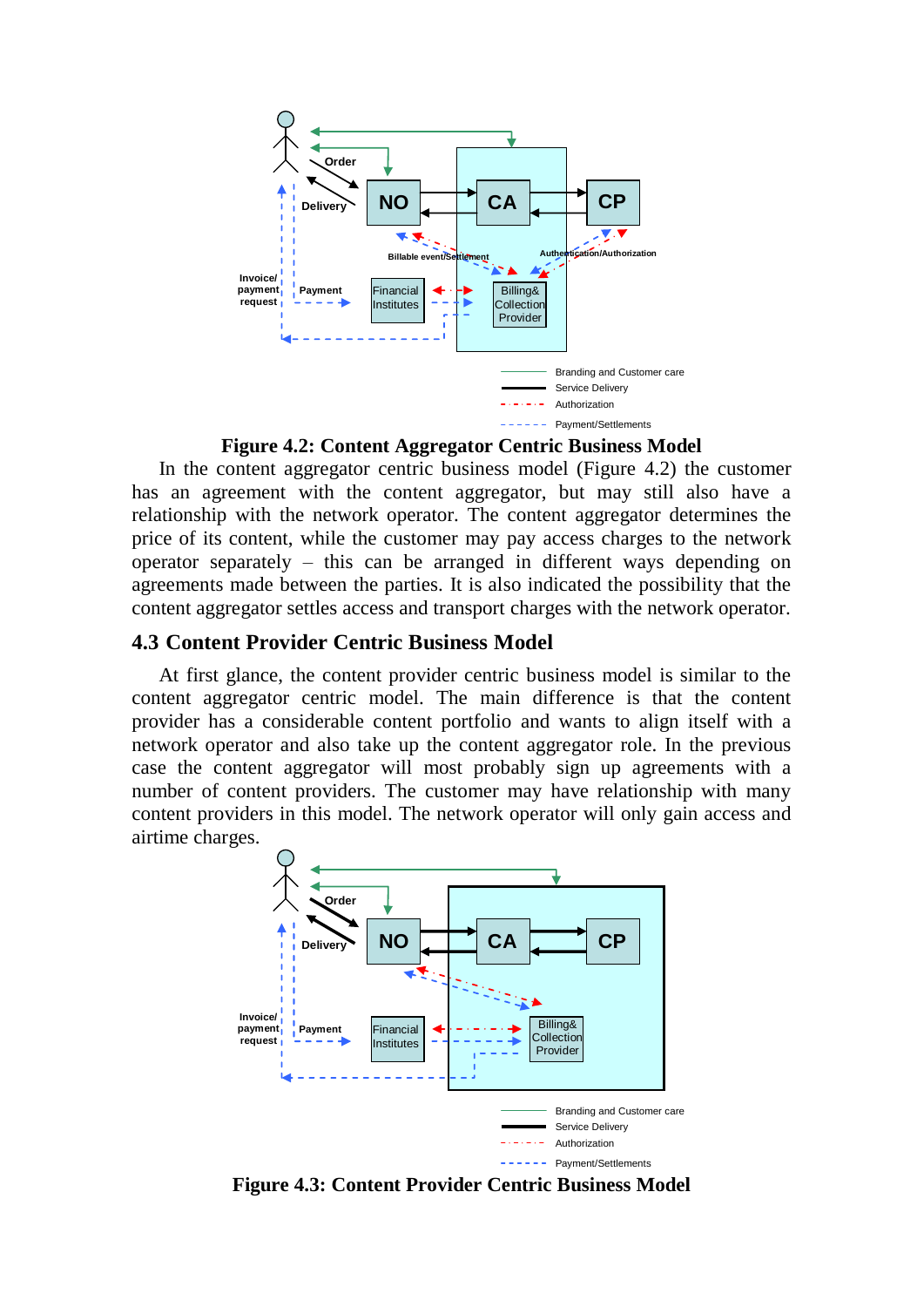**Figure 4.2: Content Aggregator Centric Business Model**

In the content aggregator centric business model (Figure 4.2) the customer has an agreement with the content aggregator, but may still also have a relationship with the network operator. The content aggregator determines the price of its content, while the customer may pay access charges to the network operator separately – this can be arranged in different ways depending on agreements made between the parties. It is also indicated the possibility that the content aggregator settles access and transport charges with the network operator.

## 4.3 Content Provider Centric Business Model

At first glance, the content provider centric business model is similar to the content aggregator centric model. The main difference is that the content provider has a considerable content portfolio and wants to align itself with a network operator and also take up the content aggregator role. In the previous case the content aggregator will most probably sign up agreements with a number of content providers. The customer may have relationship with many content providers in this model. The network operator will only gain access and airtime charges.

**Figure 4.3: Content Provider Centric Business Model**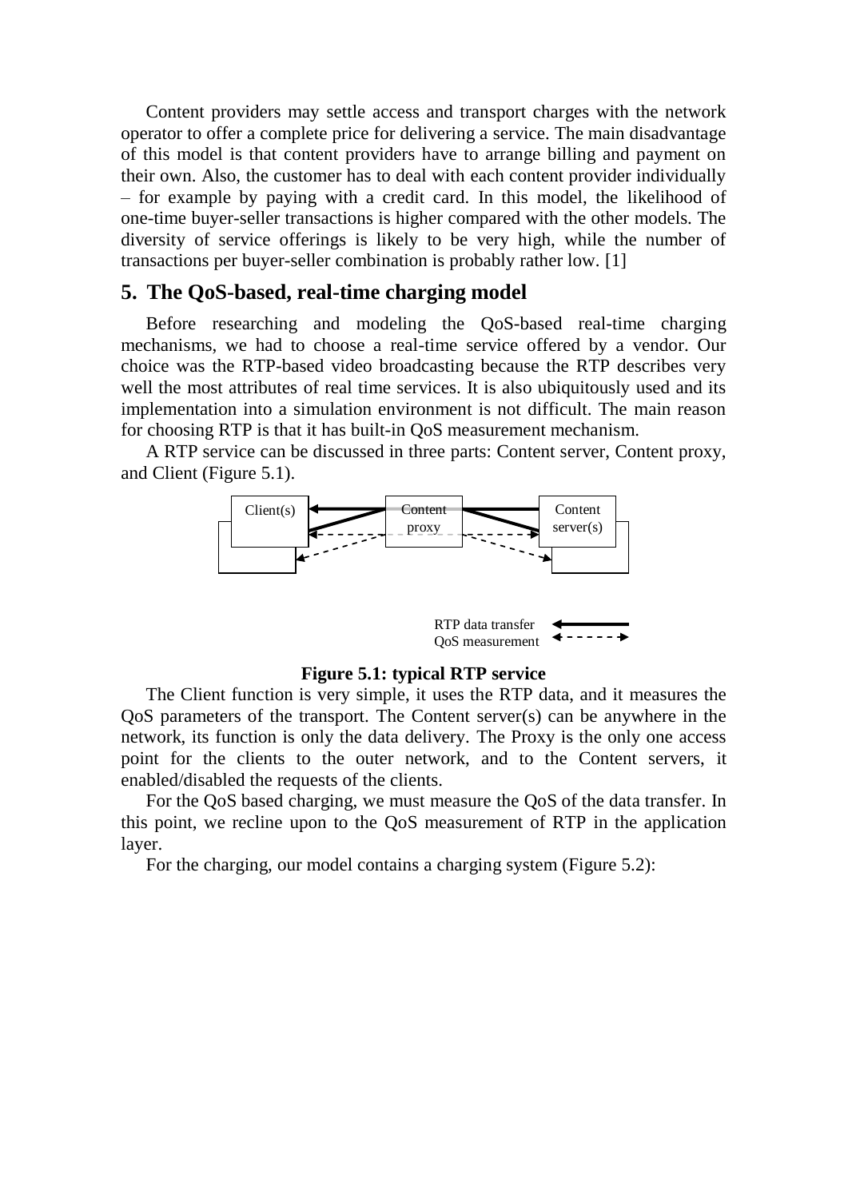Content providers may settle access and transport charges with the network operator to offer a complete price for delivering a service. The main disadvantage of this model is that content providers have to arrange billing and payment on their own. Also, the customer has to deal with each content provider individually – for example by paying with a credit card. In this model, the likelihood of one-time buyer-seller transactions is higher compared with the other models. The diversity of service offerings is likely to be very high, while the number of transactions per buyer-seller combination is probably rather low. [1]

## 5. The QoS-based, real-time charging model

Before researching and modeling the QoS-based real-time charging mechanisms, we had to choose a real-time service offered by a vendor. Our choice was the RTP-based video broadcasting because the RTP describes very well the most attributes of real time services. It is also ubiquitously used and its implementation into a simulation environment is not difficult. The main reason for choosing RTP is that it has built-in QoS measurement mechanism.

A RTP service can be discussed in three parts: Content server, Content proxy, and Client (Figure 5.1).

Client(s) | Content proxy | Content server(s)

RTP data transfer
QoS measurement

**Figure 5.1: typical RTP service**

The Client function is very simple, it uses the RTP data, and it measures the QoS parameters of the transport. The Content server(s) can be anywhere in the network, its function is only the data delivery. The Proxy is the only one access point for the clients to the outer network, and to the Content servers, it enabled/disabled the requests of the clients.

For the QoS based charging, we must measure the QoS of the data transfer. In this point, we recline upon to the QoS measurement of RTP in the application layer.

For the charging, our model contains a charging system (Figure 5.2):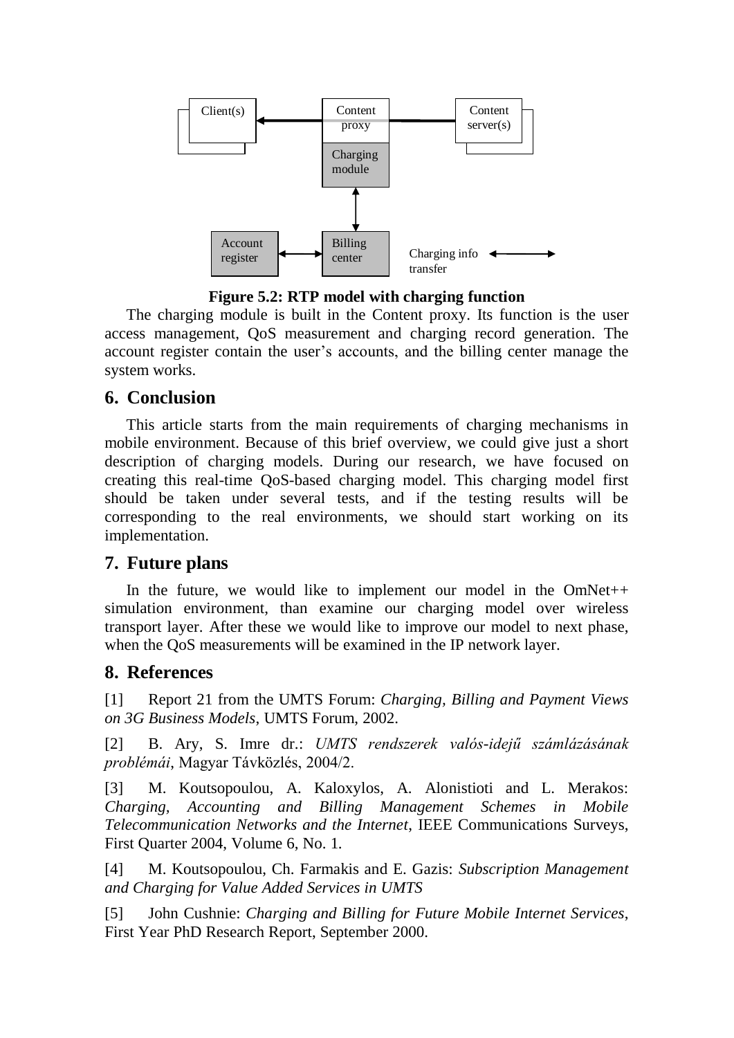**Figure 5.2: RTP model with charging function**

The charging module is built in the Content proxy. Its function is the user access management, QoS measurement and charging record generation. The account register contain the user's accounts, and the billing center manage the system works.

## 6. Conclusion

This article starts from the main requirements of charging mechanisms in mobile environment. Because of this brief overview, we could give just a short description of charging models. During our research, we have focused on creating this real-time QoS-based charging model. This charging model first should be taken under several tests, and if the testing results will be corresponding to the real environments, we should start working on its implementation.

## 7. Future plans

In the future, we would like to implement our model in the OmNet++ simulation environment, than examine our charging model over wireless transport layer. After these we would like to improve our model to next phase, when the QoS measurements will be examined in the IP network layer.

## 8. References

[1] Report 21 from the UMTS Forum: *Charging, Billing and Payment Views on 3G Business Models*, UMTS Forum, 2002.

[2] B. Ary, S. Imre dr.: *UMTS rendszerek valós-idejű számlázásának problémái*, Magyar Távközlés, 2004/2.

[3] M. Koutsopoulou, A. Kaloxylos, A. Alonistioti and L. Merakos: *Charging, Accounting and Billing Management Schemes in Mobile Telecommunication Networks and the Internet*, IEEE Communications Surveys, First Quarter 2004, Volume 6, No. 1.

[4] M. Koutsopoulou, Ch. Farmakis and E. Gazis: *Subscription Management and Charging for Value Added Services in UMTS*

[5] John Cushnie: *Charging and Billing for Future Mobile Internet Services*, First Year PhD Research Report, September 2000.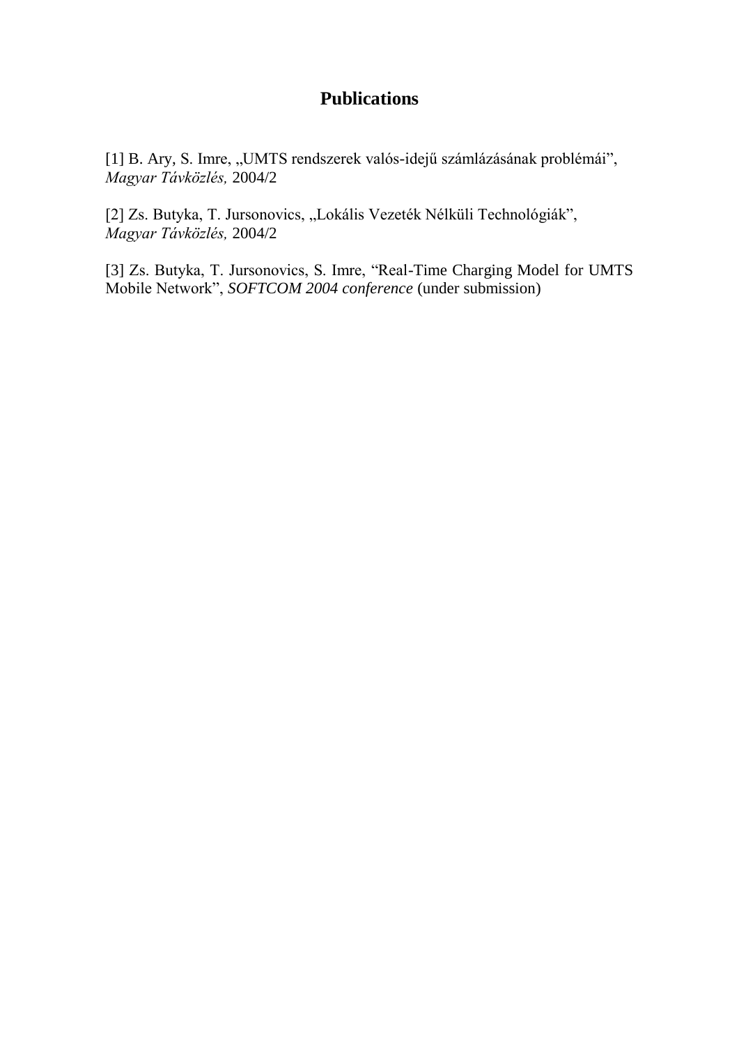# Publications

[1] B. Ary, S. Imre, „UMTS rendszerek valós-idejű számlázásának problémái", *Magyar Távközlés,* 2004/2

[2] Zs. Butyka, T. Jursonovics, „Lokális Vezeték Nélküli Technológiák", *Magyar Távközlés,* 2004/2

[3] Zs. Butyka, T. Jursonovics, S. Imre, "Real-Time Charging Model for UMTS Mobile Network", *SOFTCOM 2004 conference* (under submission)